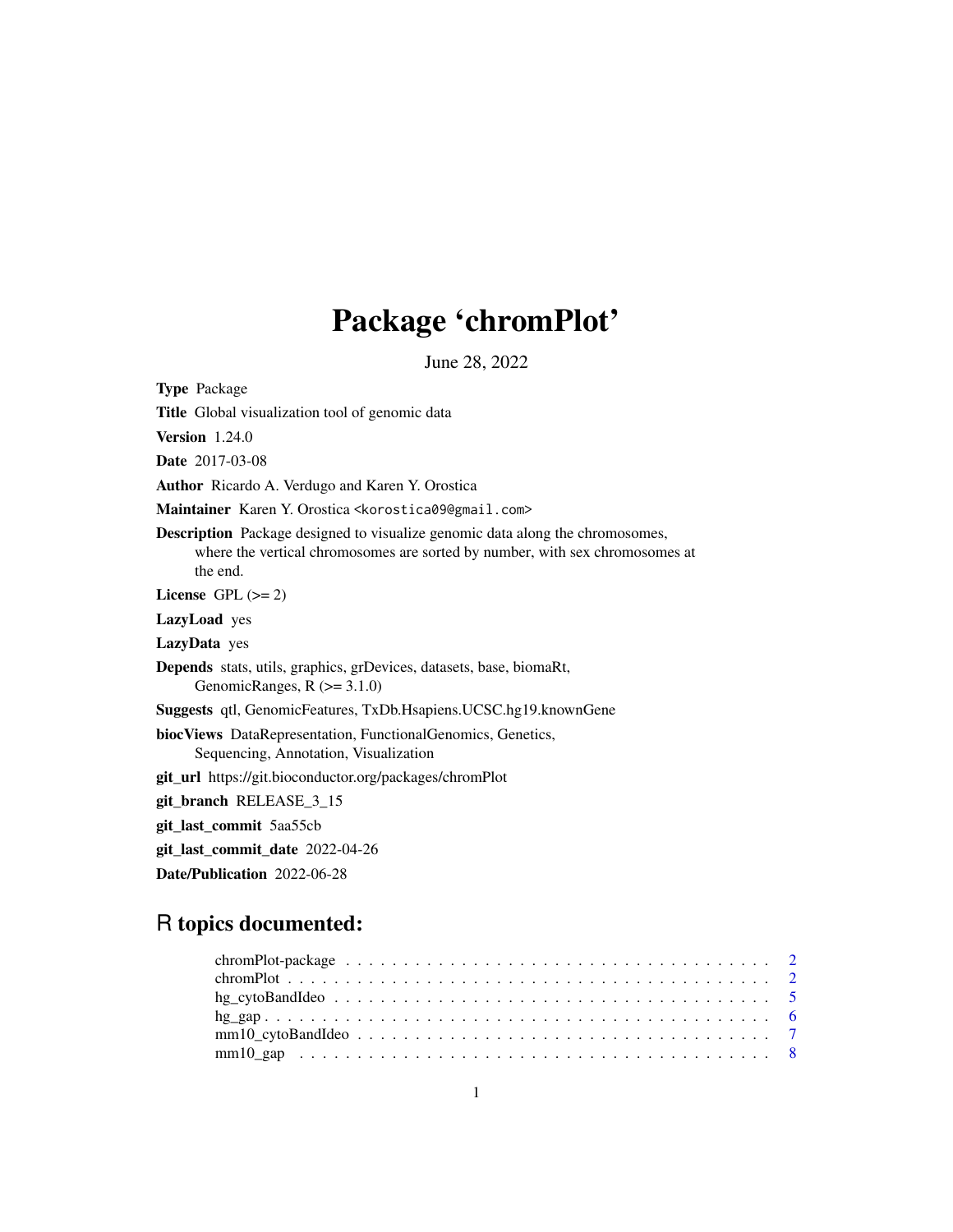# Package 'chromPlot'

June 28, 2022

**Type** Package

**Title** Global visualization tool of genomic data

**Version** 1.24.0

**Date** 2017-03-08

**Author** Ricardo A. Verdugo and Karen Y. Orostica

**Maintainer** Karen Y. Orostica <korostica09@gmail.com>

**Description** Package designed to visualize genomic data along the chromosomes, where the vertical chromosomes are sorted by number, with sex chromosomes at the end.

**License** GPL (>= 2)

**LazyLoad** yes

**LazyData** yes

**Depends** stats, utils, graphics, grDevices, datasets, base, biomaRt, GenomicRanges, R (>= 3.1.0)

**Suggests** qtl, GenomicFeatures, TxDb.Hsapiens.UCSC.hg19.knownGene

**biocViews** DataRepresentation, FunctionalGenomics, Genetics, Sequencing, Annotation, Visualization

**git_url** https://git.bioconductor.org/packages/chromPlot

**git_branch** RELEASE_3_15

**git_last_commit** 5aa55cb

**git_last_commit_date** 2022-04-26

**Date/Publication** 2022-06-28

## R topics documented:

chromPlot-package . . . . . . . . . . . . . . . . . . . . . . . . . . . . . . . . . . . . 2
chromPlot . . . . . . . . . . . . . . . . . . . . . . . . . . . . . . . . . . . . . . . . . 2
hg_cytoBandIdeo . . . . . . . . . . . . . . . . . . . . . . . . . . . . . . . . . . . . . 5
hg_gap . . . . . . . . . . . . . . . . . . . . . . . . . . . . . . . . . . . . . . . . . . . 6
mm10_cytoBandIdeo . . . . . . . . . . . . . . . . . . . . . . . . . . . . . . . . . . . 7
mm10_gap . . . . . . . . . . . . . . . . . . . . . . . . . . . . . . . . . . . . . . . . . 8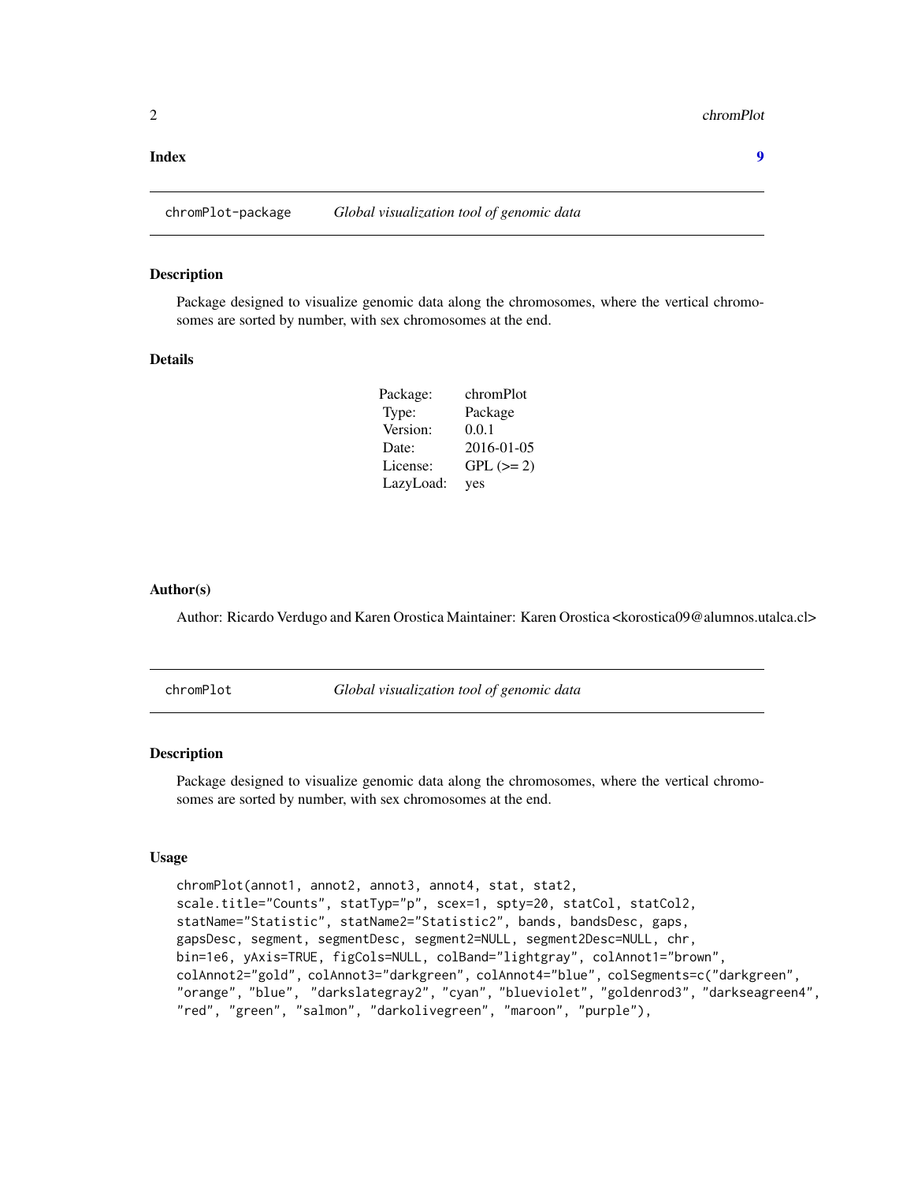**Index** **9**

## chromPlot-package — *Global visualization tool of genomic data*

### Description

Package designed to visualize genomic data along the chromosomes, where the vertical chromosomes are sorted by number, with sex chromosomes at the end.

### Details

| | |
|---|---|
| Package: | chromPlot |
| Type: | Package |
| Version: | 0.0.1 |
| Date: | 2016-01-05 |
| License: | GPL (>= 2) |
| LazyLoad: | yes |

### Author(s)

Author: Ricardo Verdugo and Karen Orostica Maintainer: Karen Orostica <korostica09@alumnos.utalca.cl>

## chromPlot — *Global visualization tool of genomic data*

### Description

Package designed to visualize genomic data along the chromosomes, where the vertical chromosomes are sorted by number, with sex chromosomes at the end.

### Usage

```
chromPlot(annot1, annot2, annot3, annot4, stat, stat2,
scale.title="Counts", statTyp="p", scex=1, spty=20, statCol, statCol2,
statName="Statistic", statName2="Statistic2", bands, bandsDesc, gaps,
gapsDesc, segment, segmentDesc, segment2=NULL, segment2Desc=NULL, chr,
bin=1e6, yAxis=TRUE, figCols=NULL, colBand="lightgray", colAnnot1="brown",
colAnnot2="gold", colAnnot3="darkgreen", colAnnot4="blue", colSegments=c("darkgreen",
"orange", "blue", "darkslategray2", "cyan", "blueviolet", "goldenrod3", "darkseagreen4",
"red", "green", "salmon", "darkolivegreen", "maroon", "purple"),
```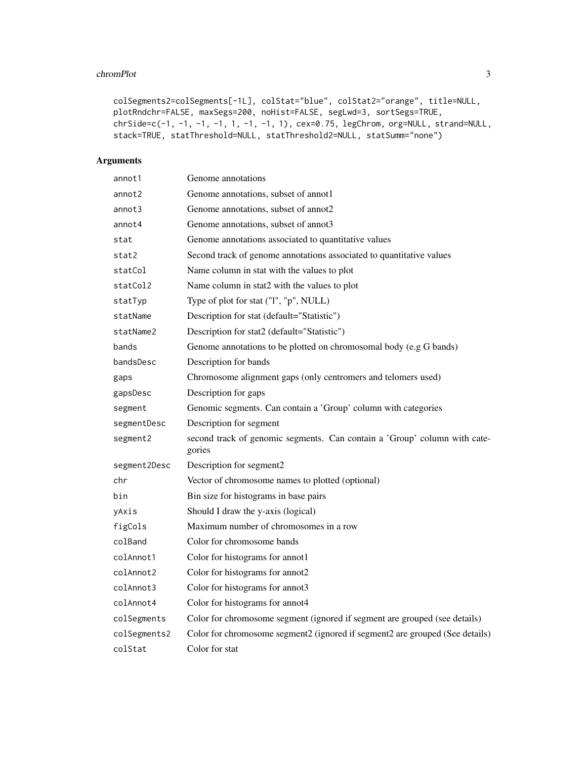```
colSegments2=colSegments[-1L], colStat="blue", colStat2="orange", title=NULL,
plotRndchr=FALSE, maxSegs=200, noHist=FALSE, segLwd=3, sortSegs=TRUE,
chrSide=c(-1, -1, -1, -1, 1, -1, -1, 1), cex=0.75, legChrom, org=NULL, strand=NULL,
stack=TRUE, statThreshold=NULL, statThreshold2=NULL, statSumm="none")
```

## Arguments

| | |
|---|---|
| annot1 | Genome annotations |
| annot2 | Genome annotations, subset of annot1 |
| annot3 | Genome annotations, subset of annot2 |
| annot4 | Genome annotations, subset of annot3 |
| stat | Genome annotations associated to quantitative values |
| stat2 | Second track of genome annotations associated to quantitative values |
| statCol | Name column in stat with the values to plot |
| statCol2 | Name column in stat2 with the values to plot |
| statTyp | Type of plot for stat ("l", "p", NULL) |
| statName | Description for stat (default="Statistic") |
| statName2 | Description for stat2 (default="Statistic") |
| bands | Genome annotations to be plotted on chromosomal body (e.g G bands) |
| bandsDesc | Description for bands |
| gaps | Chromosome alignment gaps (only centromers and telomers used) |
| gapsDesc | Description for gaps |
| segment | Genomic segments. Can contain a 'Group' column with categories |
| segmentDesc | Description for segment |
| segment2 | second track of genomic segments. Can contain a 'Group' column with categories |
| segment2Desc | Description for segment2 |
| chr | Vector of chromosome names to plotted (optional) |
| bin | Bin size for histograms in base pairs |
| yAxis | Should I draw the y-axis (logical) |
| figCols | Maximum number of chromosomes in a row |
| colBand | Color for chromosome bands |
| colAnnot1 | Color for histograms for annot1 |
| colAnnot2 | Color for histograms for annot2 |
| colAnnot3 | Color for histograms for annot3 |
| colAnnot4 | Color for histograms for annot4 |
| colSegments | Color for chromosome segment (ignored if segment are grouped (see details) |
| colSegments2 | Color for chromosome segment2 (ignored if segment2 are grouped (See details) |
| colStat | Color for stat |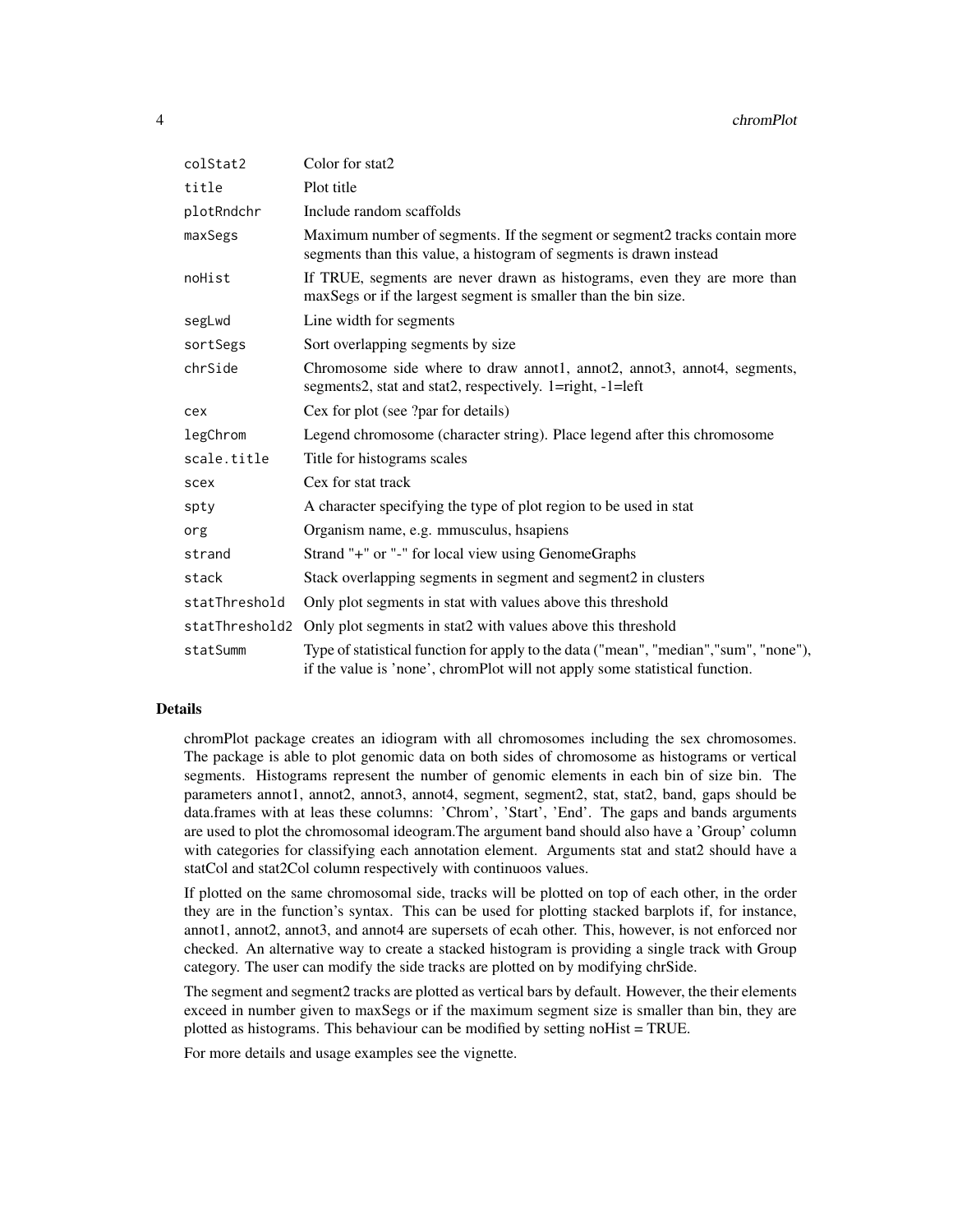| | |
|---|---|
| colStat2 | Color for stat2 |
| title | Plot title |
| plotRndchr | Include random scaffolds |
| maxSegs | Maximum number of segments. If the segment or segment2 tracks contain more segments than this value, a histogram of segments is drawn instead |
| noHist | If TRUE, segments are never drawn as histograms, even they are more than maxSegs or if the largest segment is smaller than the bin size. |
| segLwd | Line width for segments |
| sortSegs | Sort overlapping segments by size |
| chrSide | Chromosome side where to draw annot1, annot2, annot3, annot4, segments, segments2, stat and stat2, respectively. 1=right, -1=left |
| cex | Cex for plot (see ?par for details) |
| legChrom | Legend chromosome (character string). Place legend after this chromosome |
| scale.title | Title for histograms scales |
| scex | Cex for stat track |
| spty | A character specifying the type of plot region to be used in stat |
| org | Organism name, e.g. mmusculus, hsapiens |
| strand | Strand "+" or "-" for local view using GenomeGraphs |
| stack | Stack overlapping segments in segment and segment2 in clusters |
| statThreshold | Only plot segments in stat with values above this threshold |
| statThreshold2 | Only plot segments in stat2 with values above this threshold |
| statSumm | Type of statistical function for apply to the data ("mean", "median","sum", "none"), if the value is 'none', chromPlot will not apply some statistical function. |

## Details

chromPlot package creates an idiogram with all chromosomes including the sex chromosomes. The package is able to plot genomic data on both sides of chromosome as histograms or vertical segments. Histograms represent the number of genomic elements in each bin of size bin. The parameters annot1, annot2, annot3, annot4, segment, segment2, stat, stat2, band, gaps should be data.frames with at leas these columns: 'Chrom', 'Start', 'End'. The gaps and bands arguments are used to plot the chromosomal ideogram.The argument band should also have a 'Group' column with categories for classifying each annotation element. Arguments stat and stat2 should have a statCol and stat2Col column respectively with continuoos values.

If plotted on the same chromosomal side, tracks will be plotted on top of each other, in the order they are in the function's syntax. This can be used for plotting stacked barplots if, for instance, annot1, annot2, annot3, and annot4 are supersets of ecah other. This, however, is not enforced nor checked. An alternative way to create a stacked histogram is providing a single track with Group category. The user can modify the side tracks are plotted on by modifying chrSide.

The segment and segment2 tracks are plotted as vertical bars by default. However, the their elements exceed in number given to maxSegs or if the maximum segment size is smaller than bin, they are plotted as histograms. This behaviour can be modified by setting noHist = TRUE.

For more details and usage examples see the vignette.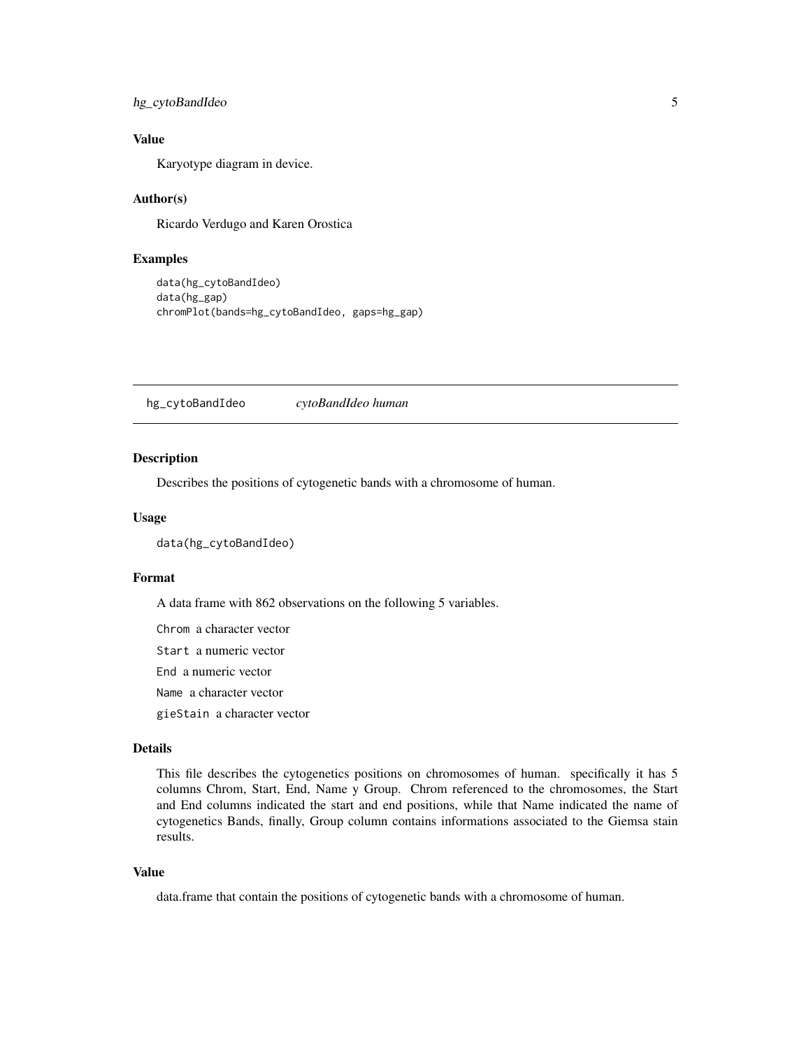### Value

Karyotype diagram in device.

### Author(s)

Ricardo Verdugo and Karen Orostica

### Examples

```
data(hg_cytoBandIdeo)
data(hg_gap)
chromPlot(bands=hg_cytoBandIdeo, gaps=hg_gap)
```

---

## hg_cytoBandIdeo *cytoBandIdeo human*

---

### Description

Describes the positions of cytogenetic bands with a chromosome of human.

### Usage

```
data(hg_cytoBandIdeo)
```

### Format

A data frame with 862 observations on the following 5 variables.

`Chrom` a character vector

`Start` a numeric vector

`End` a numeric vector

`Name` a character vector

`gieStain` a character vector

### Details

This file describes the cytogenetics positions on chromosomes of human. specifically it has 5 columns Chrom, Start, End, Name y Group. Chrom referenced to the chromosomes, the Start and End columns indicated the start and end positions, while that Name indicated the name of cytogenetics Bands, finally, Group column contains informations associated to the Giemsa stain results.

### Value

data.frame that contain the positions of cytogenetic bands with a chromosome of human.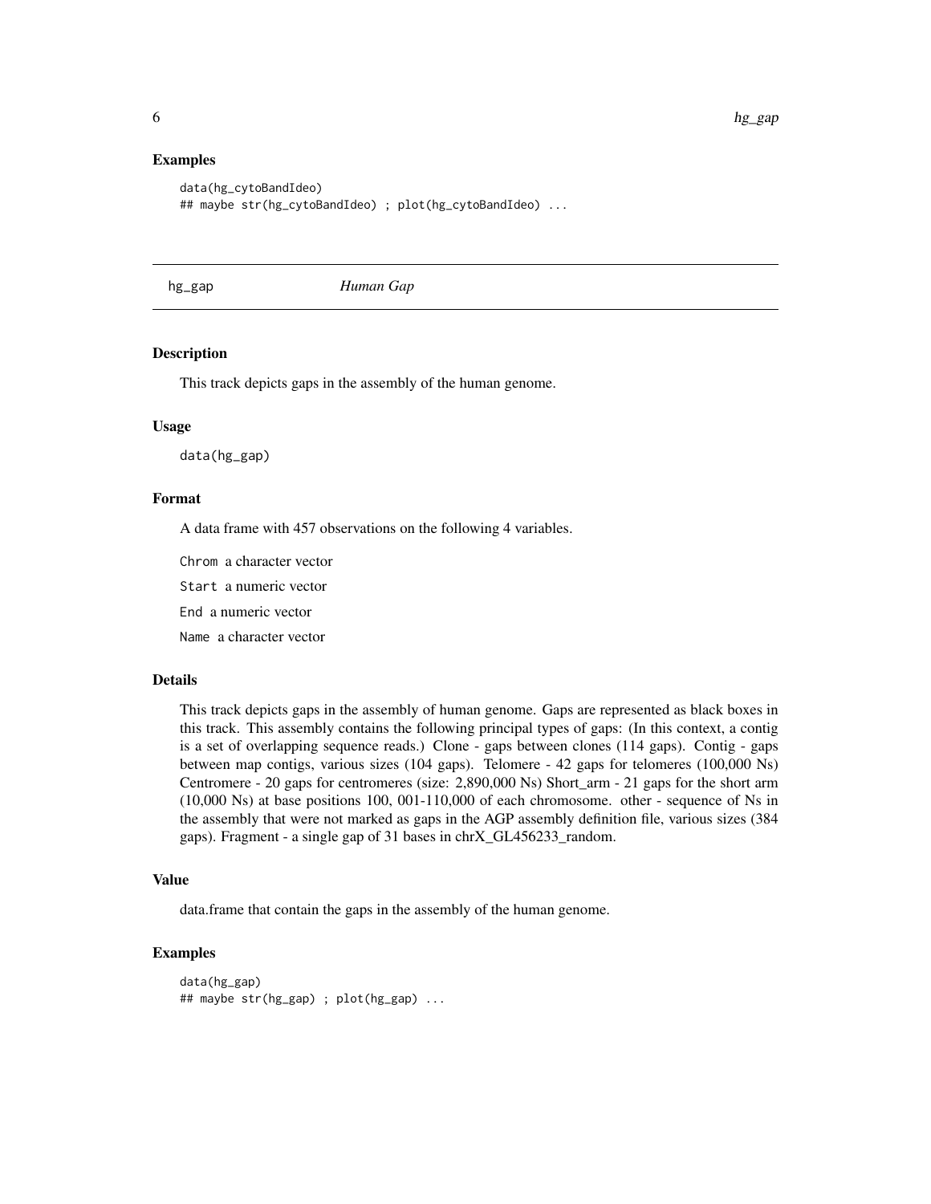### Examples

```
data(hg_cytoBandIdeo)
## maybe str(hg_cytoBandIdeo) ; plot(hg_cytoBandIdeo) ...
```

---

## hg_gap *Human Gap*

---

### Description

This track depicts gaps in the assembly of the human genome.

### Usage

```
data(hg_gap)
```

### Format

A data frame with 457 observations on the following 4 variables.

`Chrom` a character vector

`Start` a numeric vector

`End` a numeric vector

`Name` a character vector

### Details

This track depicts gaps in the assembly of human genome. Gaps are represented as black boxes in this track. This assembly contains the following principal types of gaps: (In this context, a contig is a set of overlapping sequence reads.) Clone - gaps between clones (114 gaps). Contig - gaps between map contigs, various sizes (104 gaps). Telomere - 42 gaps for telomeres (100,000 Ns) Centromere - 20 gaps for centromeres (size: 2,890,000 Ns) Short_arm - 21 gaps for the short arm (10,000 Ns) at base positions 100, 001-110,000 of each chromosome. other - sequence of Ns in the assembly that were not marked as gaps in the AGP assembly definition file, various sizes (384 gaps). Fragment - a single gap of 31 bases in chrX_GL456233_random.

### Value

data.frame that contain the gaps in the assembly of the human genome.

### Examples

```
data(hg_gap)
## maybe str(hg_gap) ; plot(hg_gap) ...
```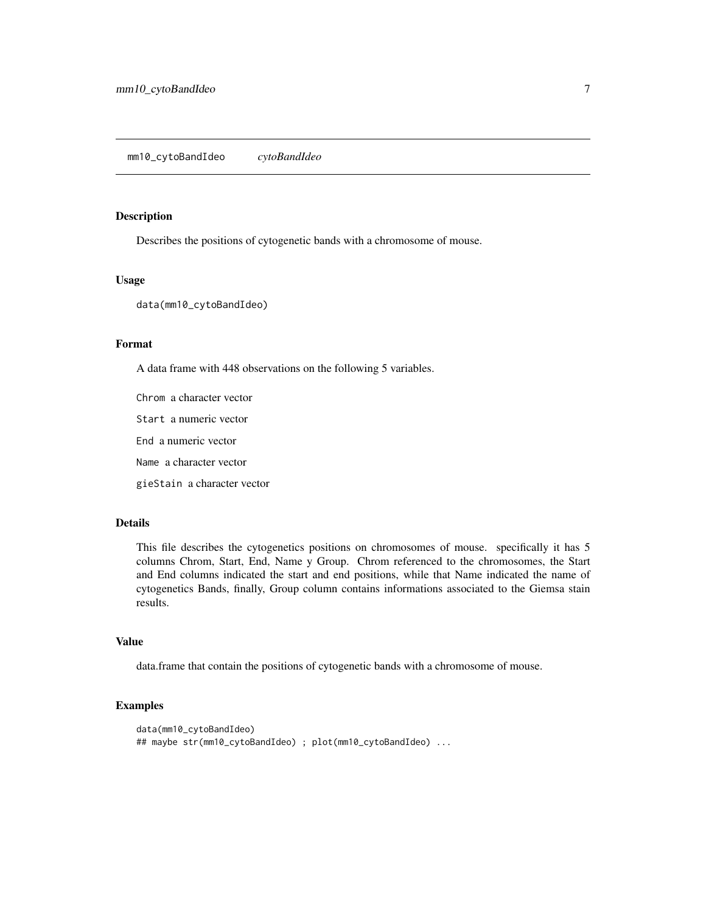## mm10_cytoBandIdeo *cytoBandIdeo*

### Description

Describes the positions of cytogenetic bands with a chromosome of mouse.

### Usage

```
data(mm10_cytoBandIdeo)
```

### Format

A data frame with 448 observations on the following 5 variables.

- `Chrom` a character vector
- `Start` a numeric vector
- `End` a numeric vector
- `Name` a character vector
- `gieStain` a character vector

### Details

This file describes the cytogenetics positions on chromosomes of mouse. specifically it has 5 columns Chrom, Start, End, Name y Group. Chrom referenced to the chromosomes, the Start and End columns indicated the start and end positions, while that Name indicated the name of cytogenetics Bands, finally, Group column contains informations associated to the Giemsa stain results.

### Value

data.frame that contain the positions of cytogenetic bands with a chromosome of mouse.

### Examples

```
data(mm10_cytoBandIdeo)
## maybe str(mm10_cytoBandIdeo) ; plot(mm10_cytoBandIdeo) ...
```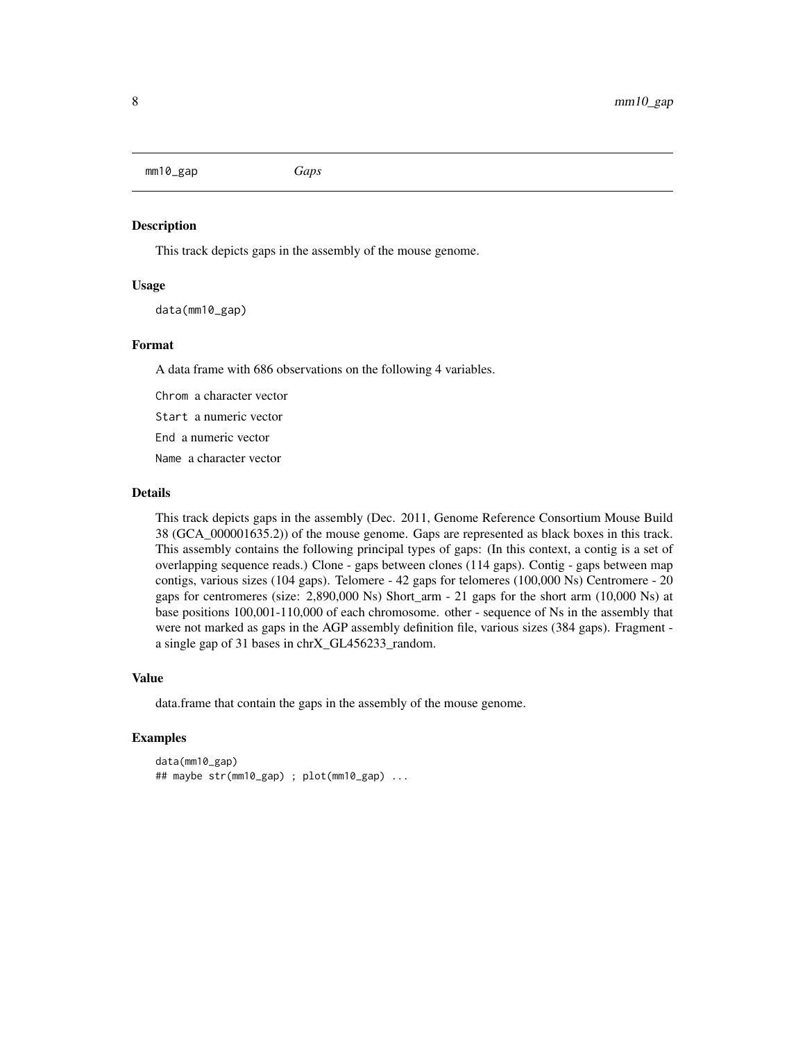# mm10_gap — *Gaps*

## Description

This track depicts gaps in the assembly of the mouse genome.

## Usage

```
data(mm10_gap)
```

## Format

A data frame with 686 observations on the following 4 variables.

`Chrom` a character vector

`Start` a numeric vector

`End` a numeric vector

`Name` a character vector

## Details

This track depicts gaps in the assembly (Dec. 2011, Genome Reference Consortium Mouse Build 38 (GCA_000001635.2)) of the mouse genome. Gaps are represented as black boxes in this track. This assembly contains the following principal types of gaps: (In this context, a contig is a set of overlapping sequence reads.) Clone - gaps between clones (114 gaps). Contig - gaps between map contigs, various sizes (104 gaps). Telomere - 42 gaps for telomeres (100,000 Ns) Centromere - 20 gaps for centromeres (size: 2,890,000 Ns) Short_arm - 21 gaps for the short arm (10,000 Ns) at base positions 100,001-110,000 of each chromosome. other - sequence of Ns in the assembly that were not marked as gaps in the AGP assembly definition file, various sizes (384 gaps). Fragment - a single gap of 31 bases in chrX_GL456233_random.

## Value

data.frame that contain the gaps in the assembly of the mouse genome.

## Examples

```
data(mm10_gap)
## maybe str(mm10_gap) ; plot(mm10_gap) ...
```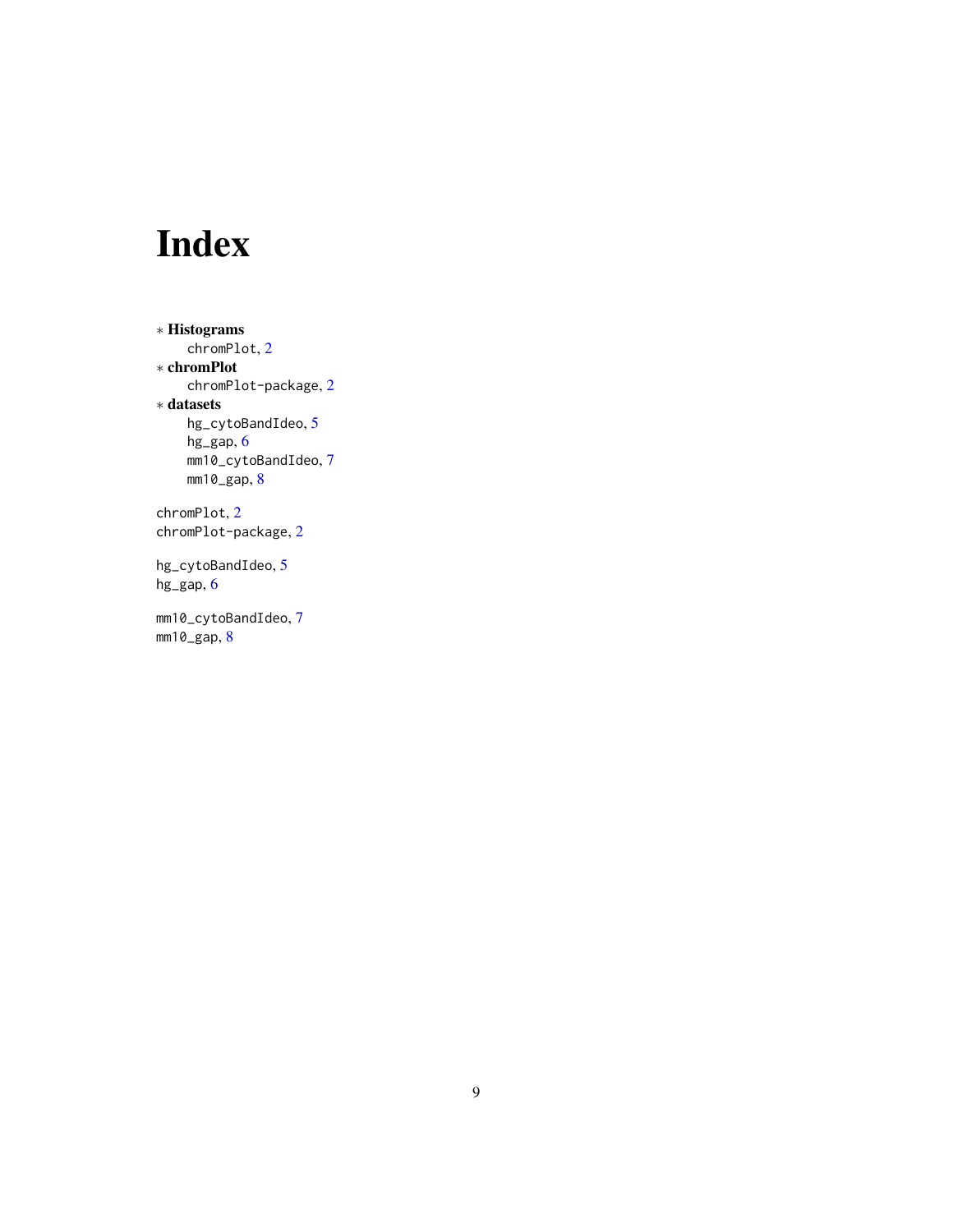# Index

∗ **Histograms**
  chromPlot, 2
∗ **chromPlot**
  chromPlot-package, 2
∗ **datasets**
  hg_cytoBandIdeo, 5
  hg_gap, 6
  mm10_cytoBandIdeo, 7
  mm10_gap, 8

chromPlot, 2
chromPlot-package, 2

hg_cytoBandIdeo, 5
hg_gap, 6

mm10_cytoBandIdeo, 7
mm10_gap, 8